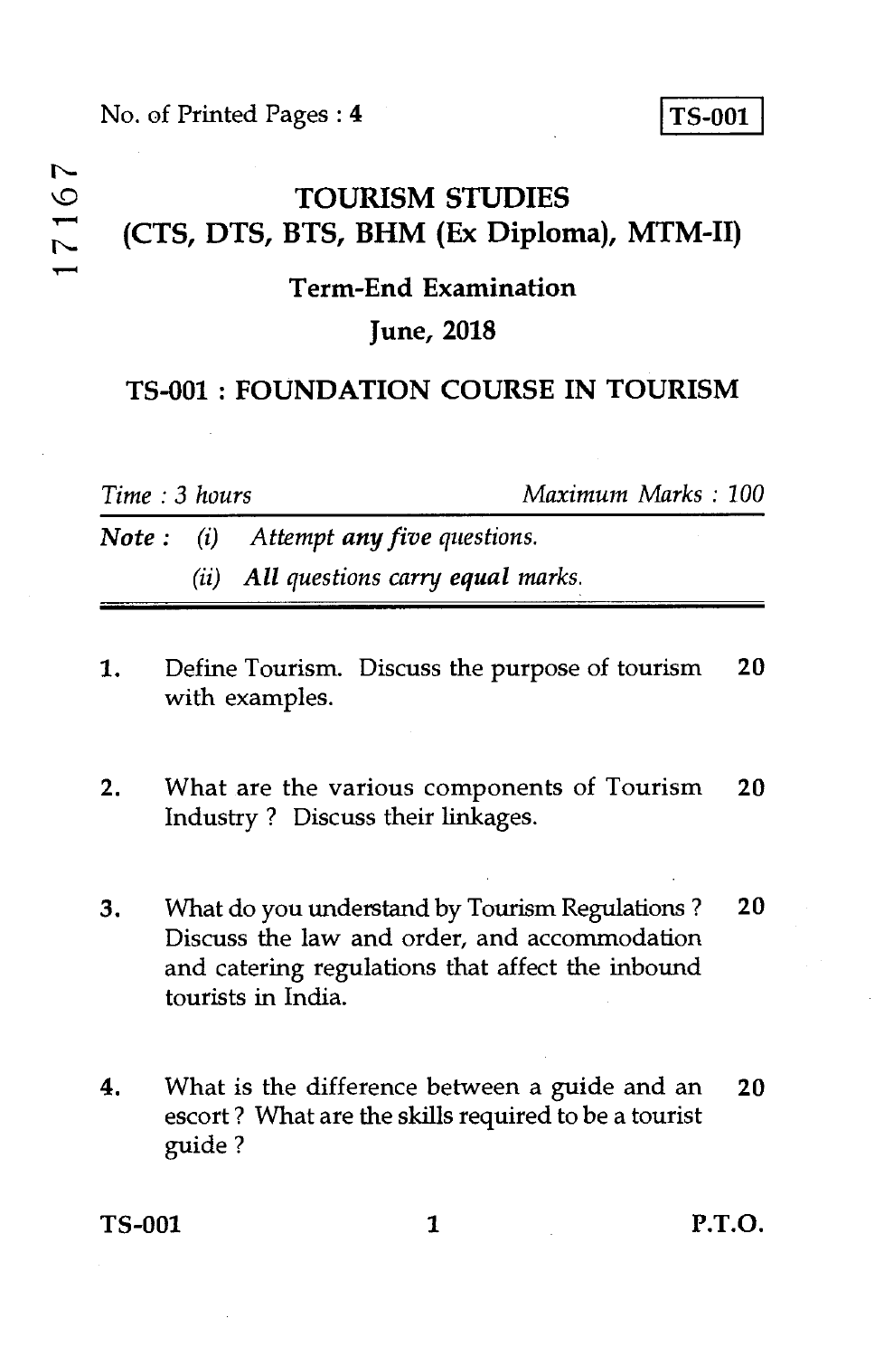No. of Printed Pages : 4

**TS-001**

17167

# TOURISM STUDIES
## (CTS, DTS, BTS, BHM (Ex Diploma), MTM-II)

### Term-End Examination

### June, 2018

## TS-001 : FOUNDATION COURSE IN TOURISM

*Time : 3 hours* | *Maximum Marks : 100*

**Note :** (i) *Attempt any five questions.*

(ii) *All questions carry equal marks.*

---

1. Define Tourism. Discuss the purpose of tourism with examples. **20**

2. What are the various components of Tourism Industry ? Discuss their linkages. **20**

3. What do you understand by Tourism Regulations ? Discuss the law and order, and accommodation and catering regulations that affect the inbound tourists in India. **20**

4. What is the difference between a guide and an escort ? What are the skills required to be a tourist guide ? **20**

P.T.O.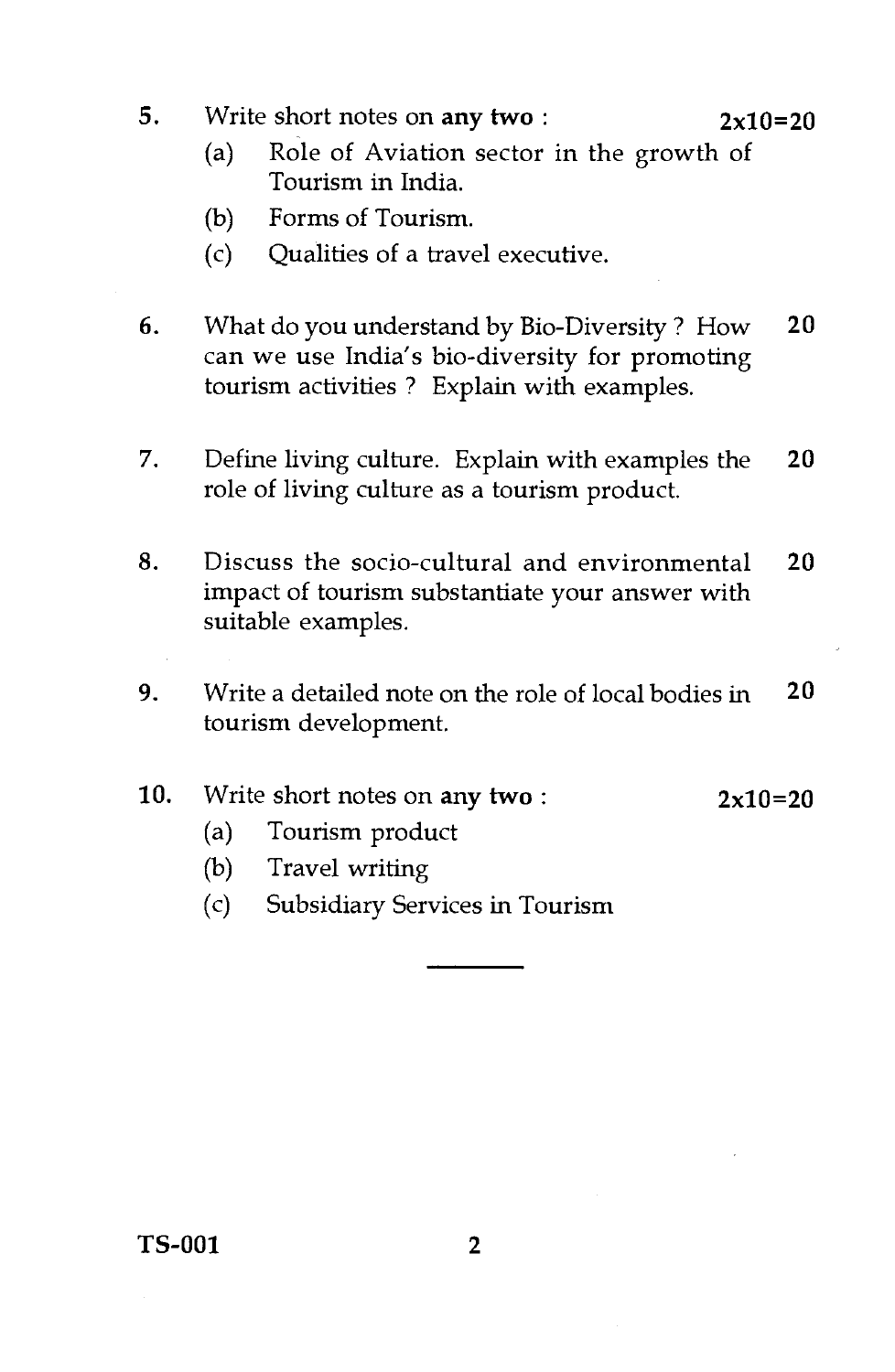5. Write short notes on **any two** : **2x10=20**

   (a) Role of Aviation sector in the growth of Tourism in India.

   (b) Forms of Tourism.

   (c) Qualities of a travel executive.

6. What do you understand by Bio-Diversity ? How can we use India's bio-diversity for promoting tourism activities ? Explain with examples. **20**

7. Define living culture. Explain with examples the role of living culture as a tourism product. **20**

8. Discuss the socio-cultural and environmental impact of tourism substantiate your answer with suitable examples. **20**

9. Write a detailed note on the role of local bodies in tourism development. **20**

10. Write short notes on **any two** : **2x10=20**

    (a) Tourism product

    (b) Travel writing

    (c) Subsidiary Services in Tourism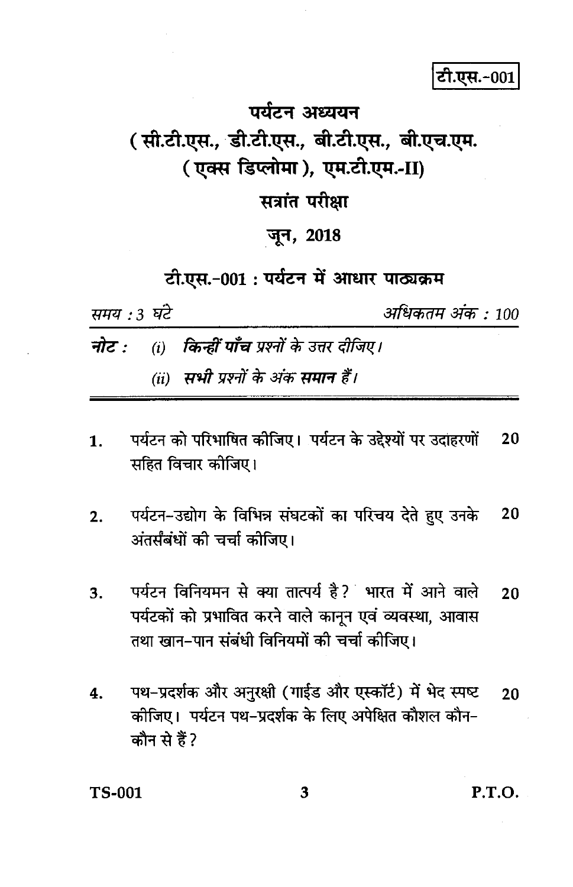टी.एस.-001

# पर्यटन अध्ययन

## ( सी.टी.एस., डी.टी.एस., बी.टी.एस., बी.एच.एम. ( एक्स डिप्लोमा ), एम.टी.एम.-II)

### सत्रांत परीक्षा

### जून, 2018

### टी.एस.-001 : पर्यटन में आधार पाठ्यक्रम

*समय : 3 घंटे* | *अधिकतम अंक : 100*

***नोट :*** *(i)* ***किन्हीं पाँच*** *प्रश्नों के उत्तर दीजिए।*

*(ii)* ***सभी*** *प्रश्नों के अंक* ***समान*** *हैं।*

---

1. पर्यटन को परिभाषित कीजिए। पर्यटन के उद्देश्यों पर उदाहरणों सहित विचार कीजिए। **20**

2. पर्यटन-उद्योग के विभिन्न संघटकों का परिचय देते हुए उनके अंतर्संबंधों की चर्चा कीजिए। **20**

3. पर्यटन विनियमन से क्या तात्पर्य है? भारत में आने वाले पर्यटकों को प्रभावित करने वाले कानून एवं व्यवस्था, आवास तथा खान-पान संबंधी विनियमों की चर्चा कीजिए। **20**

4. पथ-प्रदर्शक और अनुरक्षी (गाईड और एस्कॉर्ट) में भेद स्पष्ट कीजिए। पर्यटन पथ-प्रदर्शक के लिए अपेक्षित कौशल कौन-कौन से हैं? **20**

TS-001 P.T.O.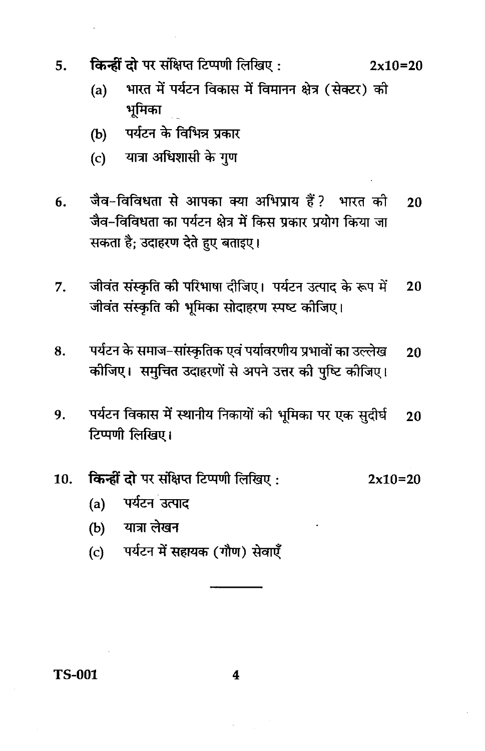5. **किन्हीं दो** पर संक्षिप्त टिप्पणी लिखिए : 2x10=20

   (a) भारत में पर्यटन विकास में विमानन क्षेत्र (सेक्टर) की भूमिका

   (b) पर्यटन के विभिन्न प्रकार

   (c) यात्रा अधिशासी के गुण

6. जैव-विविधता से आपका क्या अभिप्राय हैं? भारत की जैव-विविधता का पर्यटन क्षेत्र में किस प्रकार प्रयोग किया जा सकता है; उदाहरण देते हुए बताइए। 20

7. जीवंत संस्कृति की परिभाषा दीजिए। पर्यटन उत्पाद के रूप में जीवंत संस्कृति की भूमिका सोदाहरण स्पष्ट कीजिए। 20

8. पर्यटन के समाज-सांस्कृतिक एवं पर्यावरणीय प्रभावों का उल्लेख कीजिए। समुचित उदाहरणों से अपने उत्तर की पुष्टि कीजिए। 20

9. पर्यटन विकास में स्थानीय निकायों की भूमिका पर एक सुदीर्घ टिप्पणी लिखिए। 20

10. **किन्हीं दो** पर संक्षिप्त टिप्पणी लिखिए : 2x10=20

    (a) पर्यटन उत्पाद

    (b) यात्रा लेखन

    (c) पर्यटन में सहायक (गौण) सेवाएँ